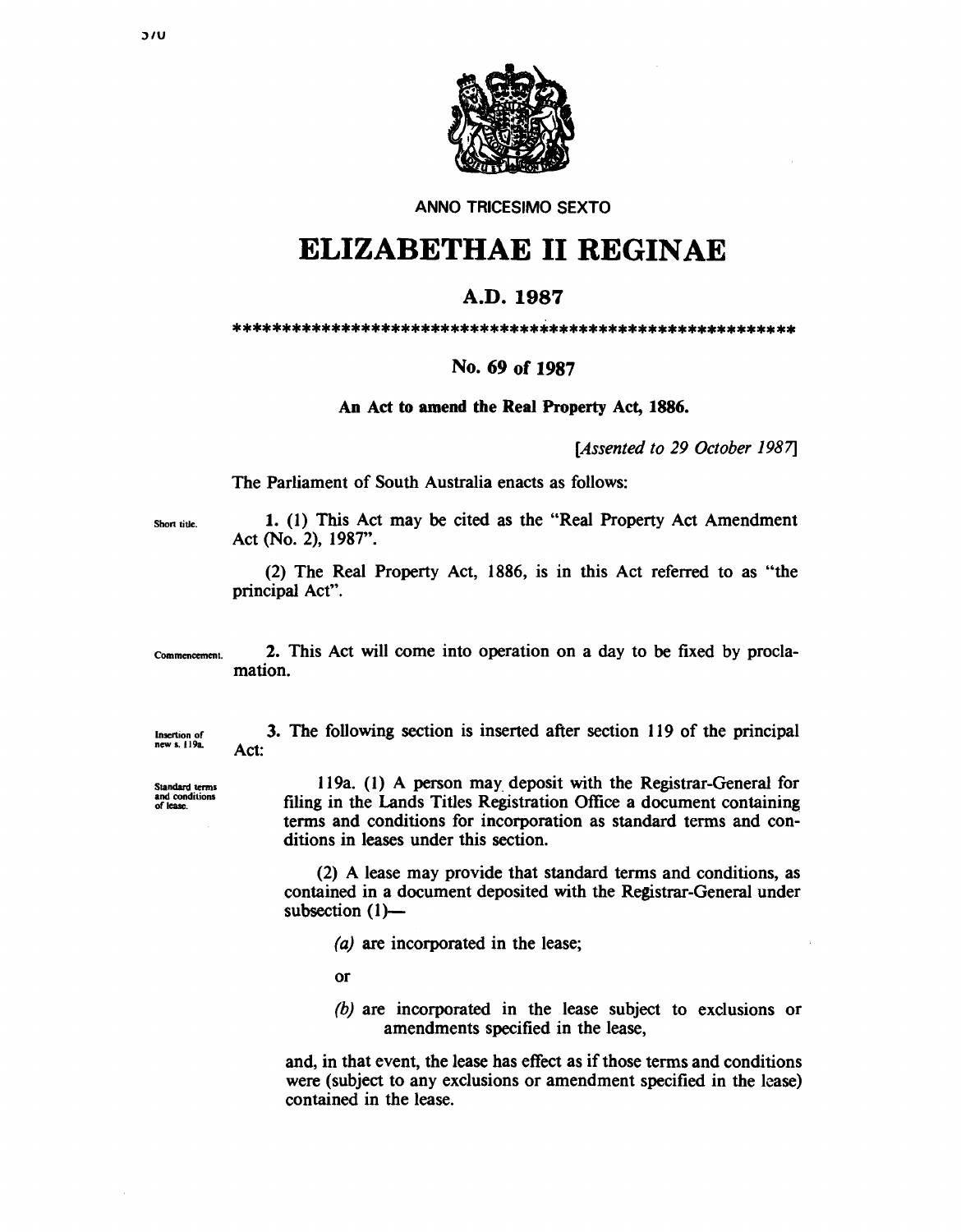ANNO TRICESIMO SEXTO

# ELIZABETHAE II REGINAE

## A.D. 1987

\*\*\*\*\*\*\*\*\*\*\*\*\*\*\*\*\*\*\*\*\*\*\*\*\*\*\*\*\*\*\*\*\*\*\*\*\*\*\*\*\*\*\*\*\*\*\*\*\*\*\*\*\*\*\*\*\*\*\*

### No. 69 of 1987

**An Act to amend the Real Property Act, 1886.**

*[Assented to 29 October 1987]*

The Parliament of South Australia enacts as follows:

Short title.

1. (1) This Act may be cited as the "Real Property Act Amendment Act (No. 2), 1987".

(2) The Real Property Act, 1886, is in this Act referred to as "the principal Act".

Commencement.

2. This Act will come into operation on a day to be fixed by proclamation.

Insertion of new s. 119a.

3. The following section is inserted after section 119 of the principal Act:

Standard terms and conditions of lease.

119a. (1) A person may deposit with the Registrar-General for filing in the Lands Titles Registration Office a document containing terms and conditions for incorporation as standard terms and conditions in leases under this section.

(2) A lease may provide that standard terms and conditions, as contained in a document deposited with the Registrar-General under subsection (1)—

*(a)* are incorporated in the lease;

or

*(b)* are incorporated in the lease subject to exclusions or amendments specified in the lease,

and, in that event, the lease has effect as if those terms and conditions were (subject to any exclusions or amendment specified in the lease) contained in the lease.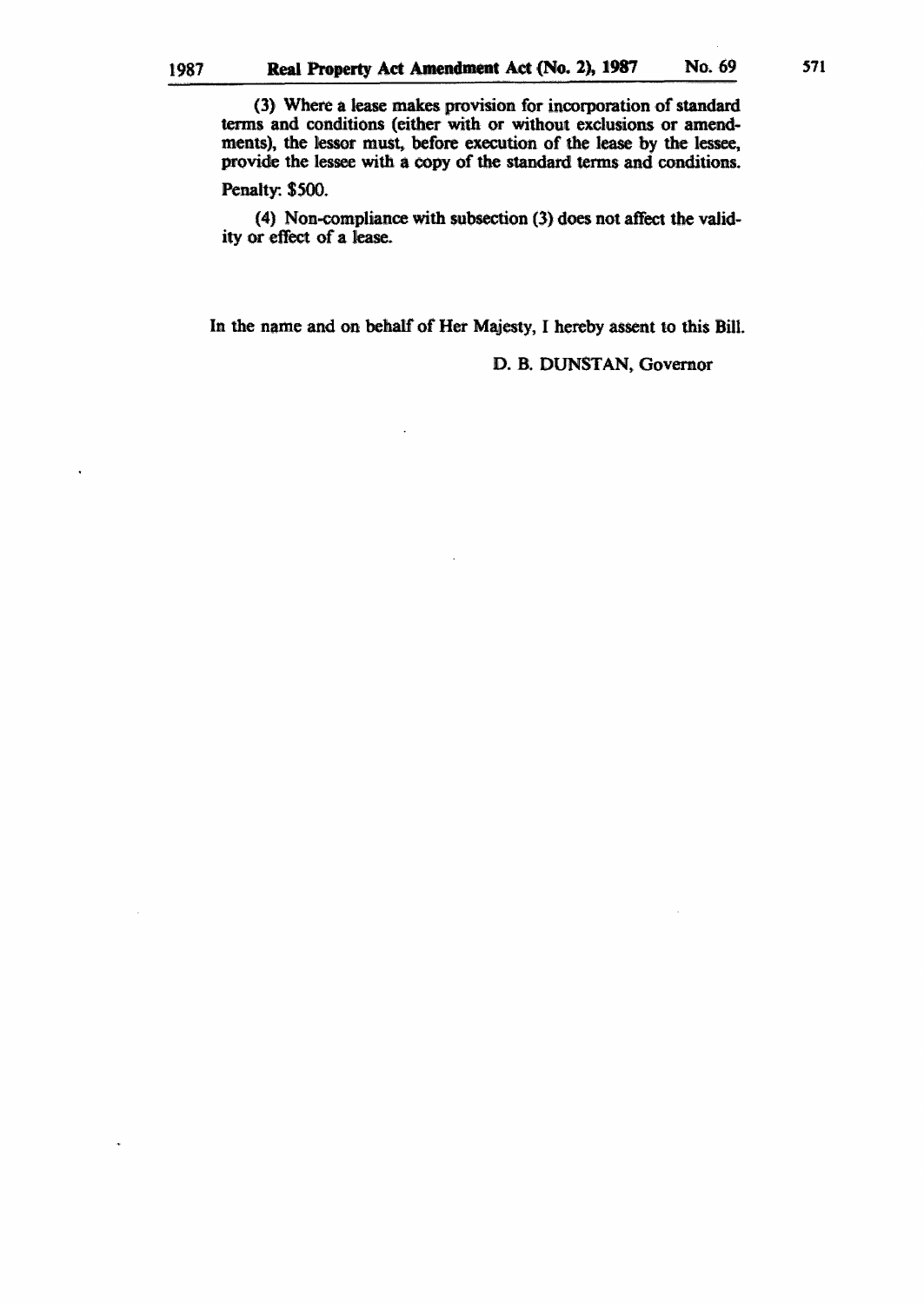(3) Where a lease makes provision for incorporation of standard terms and conditions (either with or without exclusions or amendments), the lessor must, before execution of the lease by the lessee, provide the lessee with a copy of the standard terms and conditions.

Penalty: $500.

(4) Non-compliance with subsection (3) does not affect the validity or effect of a lease.

In the name and on behalf of Her Majesty, I hereby assent to this Bill.

D. B. DUNSTAN, Governor